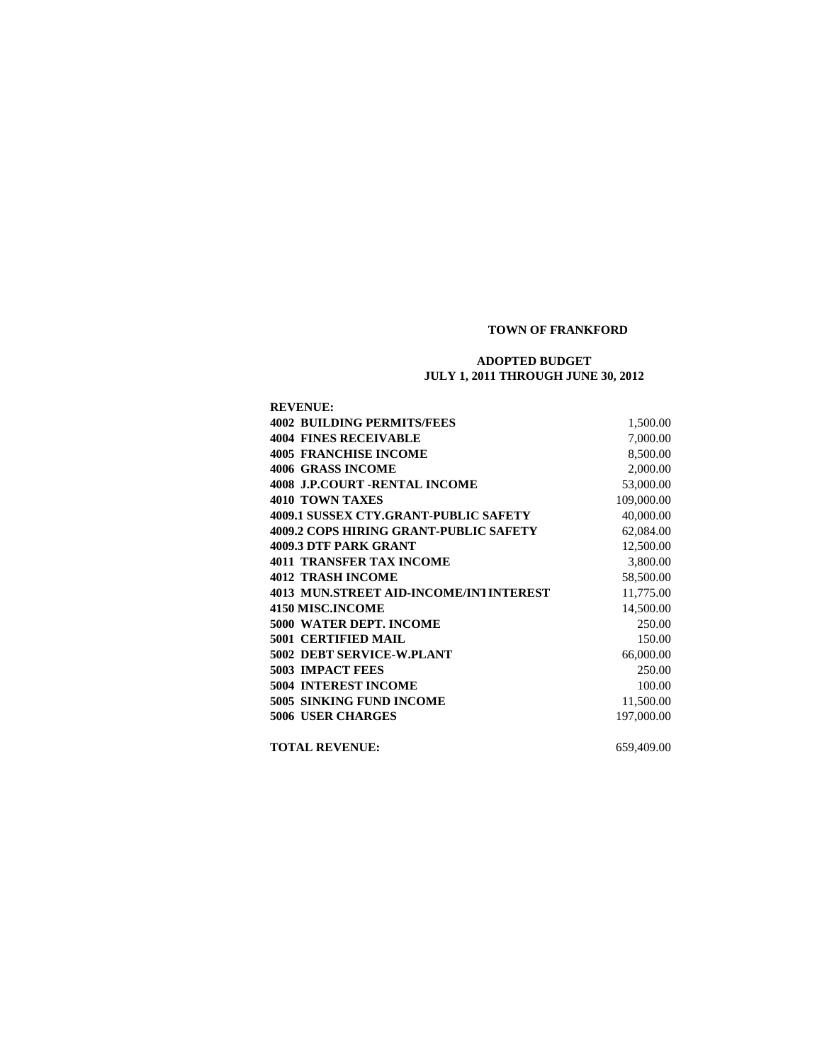# TOWN OF FRANKFORD

## ADOPTED BUDGET
## JULY 1, 2011 THROUGH JUNE 30, 2012

| REVENUE: | |
|---|---|
| 4002 BUILDING PERMITS/FEES | 1,500.00 |
| 4004 FINES RECEIVABLE | 7,000.00 |
| 4005 FRANCHISE INCOME | 8,500.00 |
| 4006 GRASS INCOME | 2,000.00 |
| 4008 J.P.COURT -RENTAL INCOME | 53,000.00 |
| 4010 TOWN TAXES | 109,000.00 |
| 4009.1 SUSSEX CTY.GRANT-PUBLIC SAFETY | 40,000.00 |
| 4009.2 COPS HIRING GRANT-PUBLIC SAFETY | 62,084.00 |
| 4009.3 DTF PARK GRANT | 12,500.00 |
| 4011 TRANSFER TAX INCOME | 3,800.00 |
| 4012 TRASH INCOME | 58,500.00 |
| 4013 MUN.STREET AID-INCOME/INT INTEREST | 11,775.00 |
| 4150 MISC.INCOME | 14,500.00 |
| 5000 WATER DEPT. INCOME | 250.00 |
| 5001 CERTIFIED MAIL | 150.00 |
| 5002 DEBT SERVICE-W.PLANT | 66,000.00 |
| 5003 IMPACT FEES | 250.00 |
| 5004 INTEREST INCOME | 100.00 |
| 5005 SINKING FUND INCOME | 11,500.00 |
| 5006 USER CHARGES | 197,000.00 |
| | |
| **TOTAL REVENUE:** | 659,409.00 |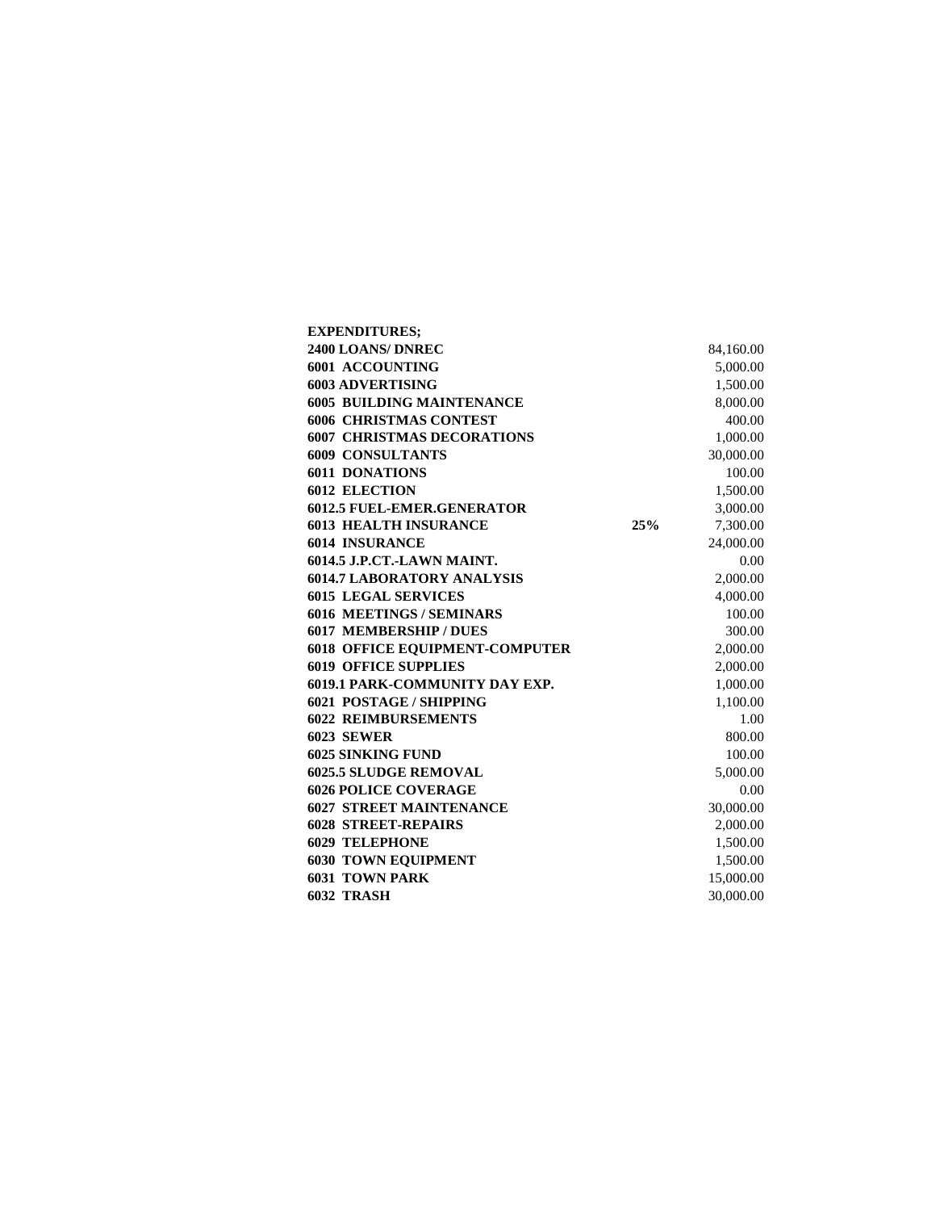**EXPENDITURES;**

| | | |
|---|---|---|
| **2400 LOANS/ DNREC** | | 84,160.00 |
| **6001 ACCOUNTING** | | 5,000.00 |
| **6003 ADVERTISING** | | 1,500.00 |
| **6005 BUILDING MAINTENANCE** | | 8,000.00 |
| **6006 CHRISTMAS CONTEST** | | 400.00 |
| **6007 CHRISTMAS DECORATIONS** | | 1,000.00 |
| **6009 CONSULTANTS** | | 30,000.00 |
| **6011 DONATIONS** | | 100.00 |
| **6012 ELECTION** | | 1,500.00 |
| **6012.5 FUEL-EMER.GENERATOR** | | 3,000.00 |
| **6013 HEALTH INSURANCE** | **25%** | 7,300.00 |
| **6014 INSURANCE** | | 24,000.00 |
| **6014.5 J.P.CT.-LAWN MAINT.** | | 0.00 |
| **6014.7 LABORATORY ANALYSIS** | | 2,000.00 |
| **6015 LEGAL SERVICES** | | 4,000.00 |
| **6016 MEETINGS / SEMINARS** | | 100.00 |
| **6017 MEMBERSHIP / DUES** | | 300.00 |
| **6018 OFFICE EQUIPMENT-COMPUTER** | | 2,000.00 |
| **6019 OFFICE SUPPLIES** | | 2,000.00 |
| **6019.1 PARK-COMMUNITY DAY EXP.** | | 1,000.00 |
| **6021 POSTAGE / SHIPPING** | | 1,100.00 |
| **6022 REIMBURSEMENTS** | | 1.00 |
| **6023 SEWER** | | 800.00 |
| **6025 SINKING FUND** | | 100.00 |
| **6025.5 SLUDGE REMOVAL** | | 5,000.00 |
| **6026 POLICE COVERAGE** | | 0.00 |
| **6027 STREET MAINTENANCE** | | 30,000.00 |
| **6028 STREET-REPAIRS** | | 2,000.00 |
| **6029 TELEPHONE** | | 1,500.00 |
| **6030 TOWN EQUIPMENT** | | 1,500.00 |
| **6031 TOWN PARK** | | 15,000.00 |
| **6032 TRASH** | | 30,000.00 |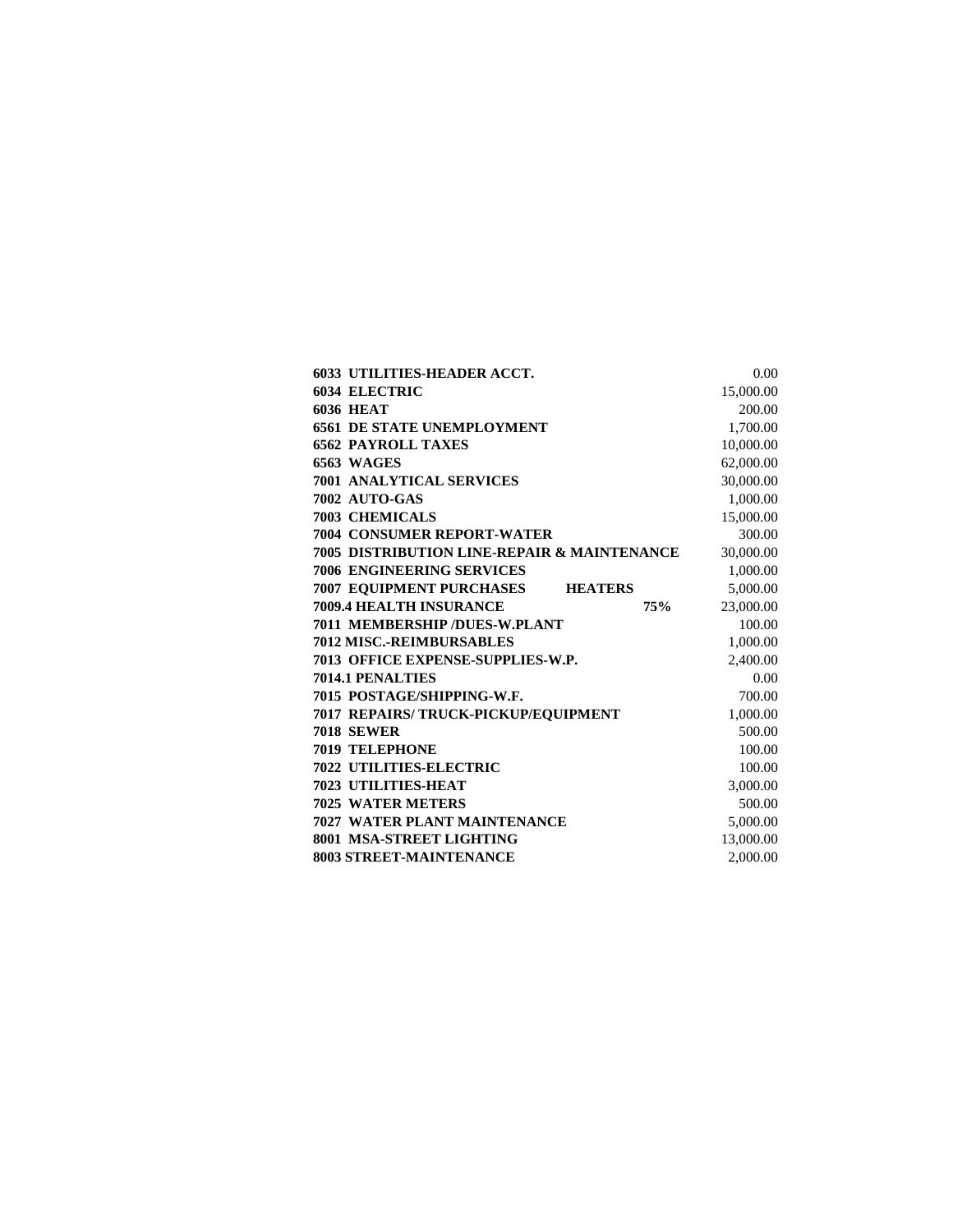| Account | Description | | | Amount |
| --- | --- | --- | --- | --- |
| **6033** | **UTILITIES-HEADER ACCT.** | | | 0.00 |
| **6034** | **ELECTRIC** | | | 15,000.00 |
| **6036** | **HEAT** | | | 200.00 |
| **6561** | **DE STATE UNEMPLOYMENT** | | | 1,700.00 |
| **6562** | **PAYROLL TAXES** | | | 10,000.00 |
| **6563** | **WAGES** | | | 62,000.00 |
| **7001** | **ANALYTICAL SERVICES** | | | 30,000.00 |
| **7002** | **AUTO-GAS** | | | 1,000.00 |
| **7003** | **CHEMICALS** | | | 15,000.00 |
| **7004** | **CONSUMER REPORT-WATER** | | | 300.00 |
| **7005** | **DISTRIBUTION LINE-REPAIR & MAINTENANCE** | | | 30,000.00 |
| **7006** | **ENGINEERING SERVICES** | | | 1,000.00 |
| **7007** | **EQUIPMENT PURCHASES** | **HEATERS** | | 5,000.00 |
| **7009.4** | **HEALTH INSURANCE** | | **75%** | 23,000.00 |
| **7011** | **MEMBERSHIP /DUES-W.PLANT** | | | 100.00 |
| **7012** | **MISC.-REIMBURSABLES** | | | 1,000.00 |
| **7013** | **OFFICE EXPENSE-SUPPLIES-W.P.** | | | 2,400.00 |
| **7014.1** | **PENALTIES** | | | 0.00 |
| **7015** | **POSTAGE/SHIPPING-W.F.** | | | 700.00 |
| **7017** | **REPAIRS/ TRUCK-PICKUP/EQUIPMENT** | | | 1,000.00 |
| **7018** | **SEWER** | | | 500.00 |
| **7019** | **TELEPHONE** | | | 100.00 |
| **7022** | **UTILITIES-ELECTRIC** | | | 100.00 |
| **7023** | **UTILITIES-HEAT** | | | 3,000.00 |
| **7025** | **WATER METERS** | | | 500.00 |
| **7027** | **WATER PLANT MAINTENANCE** | | | 5,000.00 |
| **8001** | **MSA-STREET LIGHTING** | | | 13,000.00 |
| **8003** | **STREET-MAINTENANCE** | | | 2,000.00 |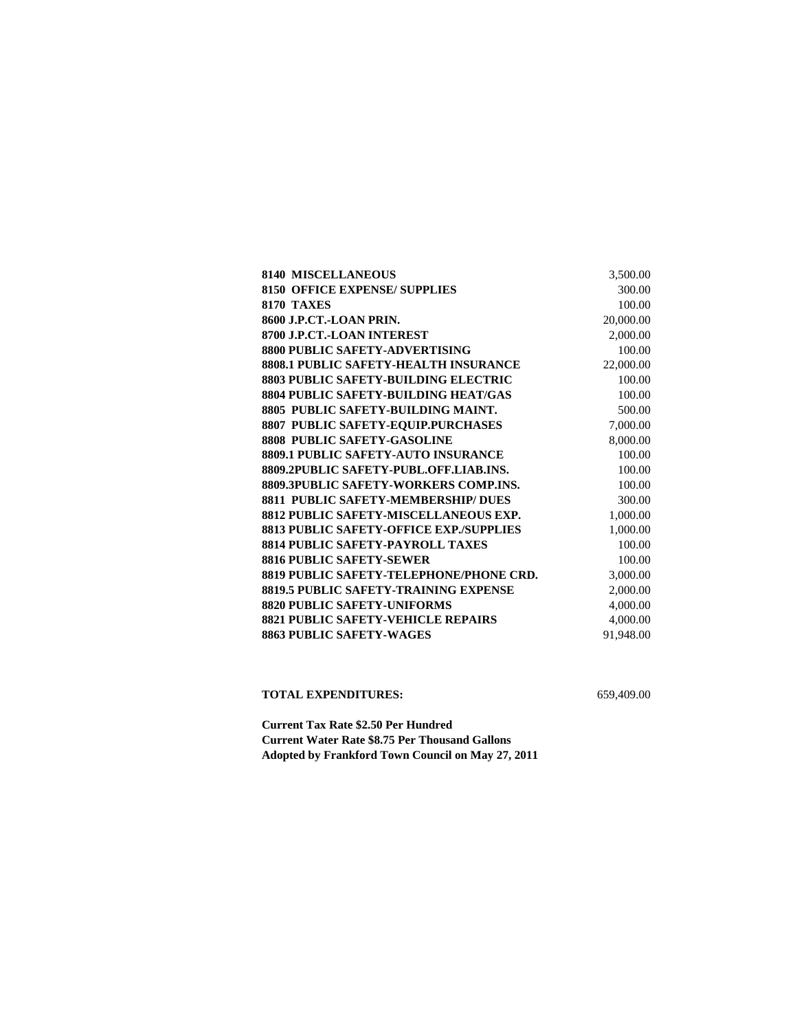| | |
|---|---|
| **8140 MISCELLANEOUS** | 3,500.00 |
| **8150 OFFICE EXPENSE/ SUPPLIES** | 300.00 |
| **8170 TAXES** | 100.00 |
| **8600 J.P.CT.-LOAN PRIN.** | 20,000.00 |
| **8700 J.P.CT.-LOAN INTEREST** | 2,000.00 |
| **8800 PUBLIC SAFETY-ADVERTISING** | 100.00 |
| **8808.1 PUBLIC SAFETY-HEALTH INSURANCE** | 22,000.00 |
| **8803 PUBLIC SAFETY-BUILDING ELECTRIC** | 100.00 |
| **8804 PUBLIC SAFETY-BUILDING HEAT/GAS** | 100.00 |
| **8805 PUBLIC SAFETY-BUILDING MAINT.** | 500.00 |
| **8807 PUBLIC SAFETY-EQUIP.PURCHASES** | 7,000.00 |
| **8808 PUBLIC SAFETY-GASOLINE** | 8,000.00 |
| **8809.1 PUBLIC SAFETY-AUTO INSURANCE** | 100.00 |
| **8809.2PUBLIC SAFETY-PUBL.OFF.LIAB.INS.** | 100.00 |
| **8809.3PUBLIC SAFETY-WORKERS COMP.INS.** | 100.00 |
| **8811 PUBLIC SAFETY-MEMBERSHIP/ DUES** | 300.00 |
| **8812 PUBLIC SAFETY-MISCELLANEOUS EXP.** | 1,000.00 |
| **8813 PUBLIC SAFETY-OFFICE EXP./SUPPLIES** | 1,000.00 |
| **8814 PUBLIC SAFETY-PAYROLL TAXES** | 100.00 |
| **8816 PUBLIC SAFETY-SEWER** | 100.00 |
| **8819 PUBLIC SAFETY-TELEPHONE/PHONE CRD.** | 3,000.00 |
| **8819.5 PUBLIC SAFETY-TRAINING EXPENSE** | 2,000.00 |
| **8820 PUBLIC SAFETY-UNIFORMS** | 4,000.00 |
| **8821 PUBLIC SAFETY-VEHICLE REPAIRS** | 4,000.00 |
| **8863 PUBLIC SAFETY-WAGES** | 91,948.00 |
| | |
| **TOTAL EXPENDITURES:** | 659,409.00 |

**Current Tax Rate $2.50 Per Hundred**
**Current Water Rate $8.75 Per Thousand Gallons**
**Adopted by Frankford Town Council on May 27, 2011**